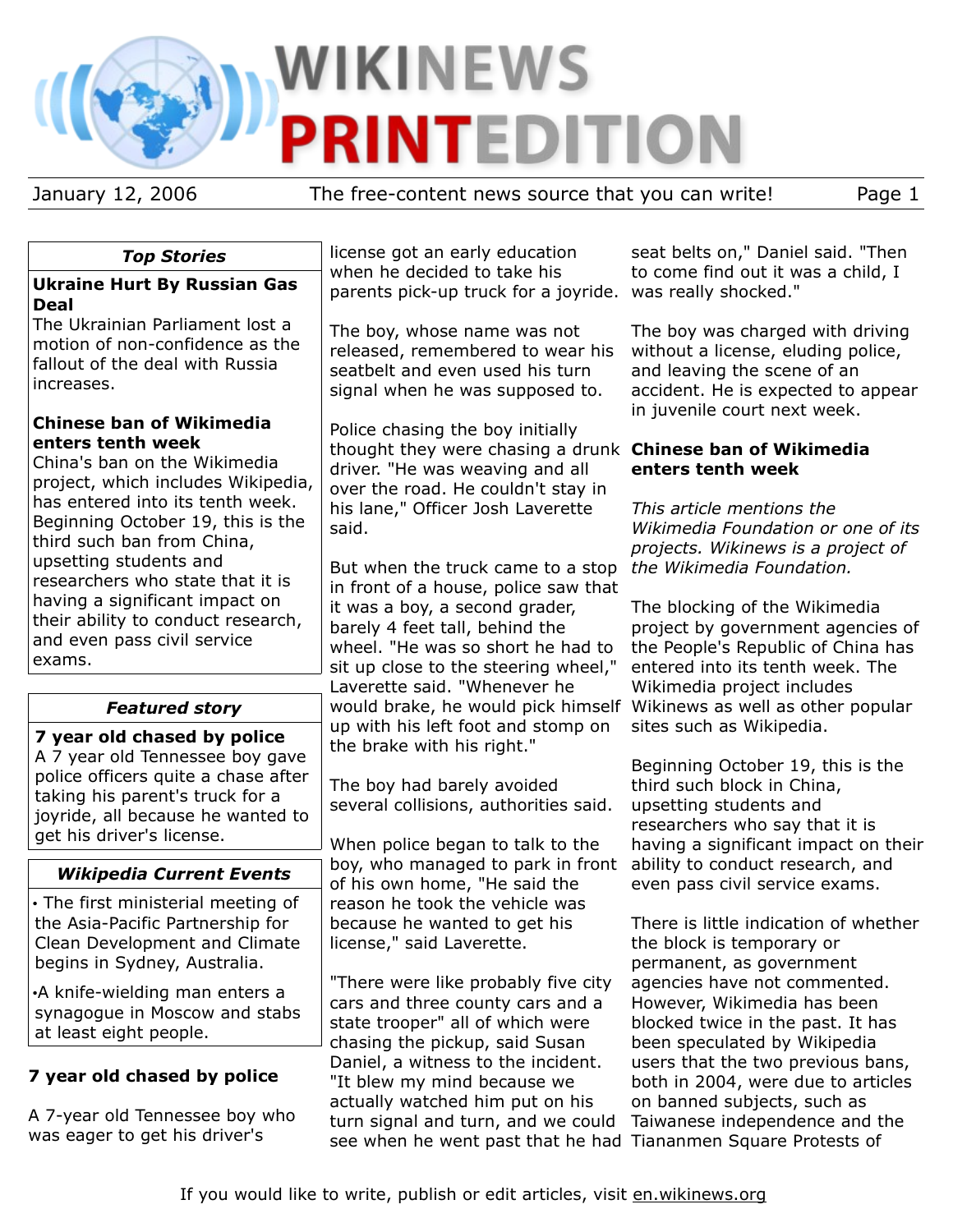# Wikinews Print Edition

January 12, 2006 — The free-content news source that you can write!

### Top Stories

**Ukraine Hurt By Russian Gas Deal**

The Ukrainian Parliament lost a motion of non-confidence as the fallout of the deal with Russia increases.

**Chinese ban of Wikimedia enters tenth week**

China's ban on the Wikimedia project, which includes Wikipedia, has entered into its tenth week. Beginning October 19, this is the third such ban from China, upsetting students and researchers who state that it is having a significant impact on their ability to conduct research, and even pass civil service exams.

### Featured story

**7 year old chased by police**

A 7 year old Tennessee boy gave police officers quite a chase after taking his parent's truck for a joyride, all because he wanted to get his driver's license.

### Wikipedia Current Events

- The first ministerial meeting of the Asia-Pacific Partnership for Clean Development and Climate begins in Sydney, Australia.
- A knife-wielding man enters a synagogue in Moscow and stabs at least eight people.

## 7 year old chased by police

A 7-year old Tennessee boy who was eager to get his driver's license got an early education when he decided to take his parents pick-up truck for a joyride.

The boy, whose name was not released, remembered to wear his seatbelt and even used his turn signal when he was supposed to.

Police chasing the boy initially thought they were chasing a drunk driver. "He was weaving and all over the road. He couldn't stay in his lane," Officer Josh Laverette said.

But when the truck came to a stop in front of a house, police saw that it was a boy, a second grader, barely 4 feet tall, behind the wheel. "He was so short he had to sit up close to the steering wheel," Laverette said. "Whenever he would brake, he would pick himself up with his left foot and stomp on the brake with his right."

The boy had barely avoided several collisions, authorities said.

When police began to talk to the boy, who managed to park in front of his own home, "He said the reason he took the vehicle was because he wanted to get his license," said Laverette.

"There were like probably five city cars and three county cars and a state trooper" all of which were chasing the pickup, said Susan Daniel, a witness to the incident. "It blew my mind because we actually watched him put on his turn signal and turn, and we could see when he went past that he had seat belts on," Daniel said. "Then to come find out it was a child, I was really shocked."

The boy was charged with driving without a license, eluding police, and leaving the scene of an accident. He is expected to appear in juvenile court next week.

## Chinese ban of Wikimedia enters tenth week

*This article mentions the Wikimedia Foundation or one of its projects. Wikinews is a project of the Wikimedia Foundation.*

The blocking of the Wikimedia project by government agencies of the People's Republic of China has entered into its tenth week. The Wikimedia project includes Wikinews as well as other popular sites such as Wikipedia.

Beginning October 19, this is the third such block in China, upsetting students and researchers who say that it is having a significant impact on their ability to conduct research, and even pass civil service exams.

There is little indication of whether the block is temporary or permanent, as government agencies have not commented. However, Wikimedia has been blocked twice in the past. It has been speculated by Wikipedia users that the two previous bans, both in 2004, were due to articles on banned subjects, such as Taiwanese independence and the Tiananmen Square Protests of

If you would like to write, publish or edit articles, visit en.wikinews.org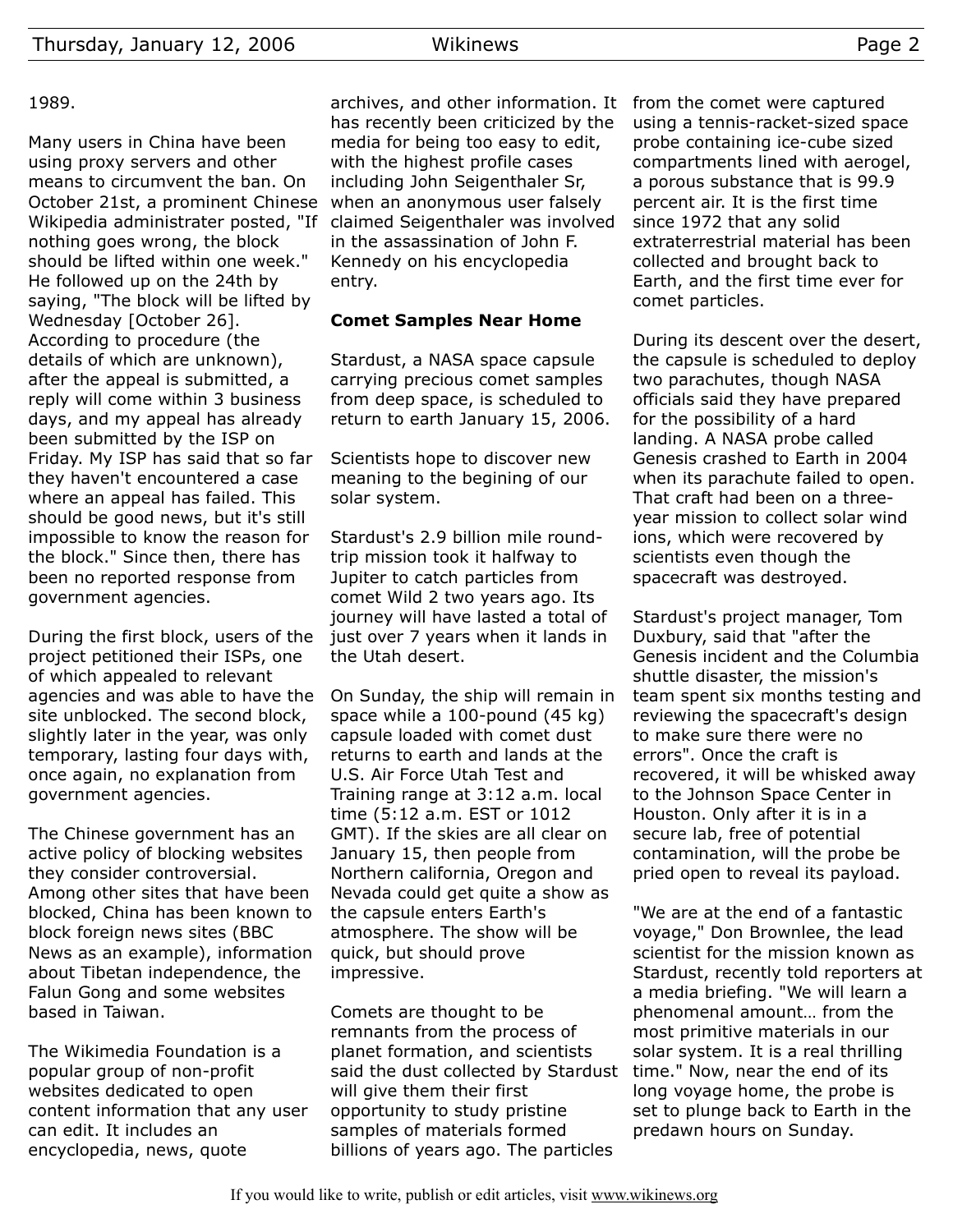1989.

Many users in China have been using proxy servers and other means to circumvent the ban. On October 21st, a prominent Chinese Wikipedia administrater posted, "If nothing goes wrong, the block should be lifted within one week." He followed up on the 24th by saying, "The block will be lifted by Wednesday [October 26]. According to procedure (the details of which are unknown), after the appeal is submitted, a reply will come within 3 business days, and my appeal has already been submitted by the ISP on Friday. My ISP has said that so far they haven't encountered a case where an appeal has failed. This should be good news, but it's still impossible to know the reason for the block." Since then, there has been no reported response from government agencies.

During the first block, users of the project petitioned their ISPs, one of which appealed to relevant agencies and was able to have the site unblocked. The second block, slightly later in the year, was only temporary, lasting four days with, once again, no explanation from government agencies.

The Chinese government has an active policy of blocking websites they consider controversial. Among other sites that have been blocked, China has been known to block foreign news sites (BBC News as an example), information about Tibetan independence, the Falun Gong and some websites based in Taiwan.

The Wikimedia Foundation is a popular group of non-profit websites dedicated to open content information that any user can edit. It includes an encyclopedia, news, quote archives, and other information. It has recently been criticized by the media for being too easy to edit, with the highest profile cases including John Seigenthaler Sr, when an anonymous user falsely claimed Seigenthaler was involved in the assassination of John F. Kennedy on his encyclopedia entry.

### Comet Samples Near Home

Stardust, a NASA space capsule carrying precious comet samples from deep space, is scheduled to return to earth January 15, 2006.

Scientists hope to discover new meaning to the begining of our solar system.

Stardust's 2.9 billion mile round-trip mission took it halfway to Jupiter to catch particles from comet Wild 2 two years ago. Its journey will have lasted a total of just over 7 years when it lands in the Utah desert.

On Sunday, the ship will remain in space while a 100-pound (45 kg) capsule loaded with comet dust returns to earth and lands at the U.S. Air Force Utah Test and Training range at 3:12 a.m. local time (5:12 a.m. EST or 1012 GMT). If the skies are all clear on January 15, then people from Northern california, Oregon and Nevada could get quite a show as the capsule enters Earth's atmosphere. The show will be quick, but should prove impressive.

Comets are thought to be remnants from the process of planet formation, and scientists said the dust collected by Stardust will give them their first opportunity to study pristine samples of materials formed billions of years ago. The particles from the comet were captured using a tennis-racket-sized space probe containing ice-cube sized compartments lined with aerogel, a porous substance that is 99.9 percent air. It is the first time since 1972 that any solid extraterrestrial material has been collected and brought back to Earth, and the first time ever for comet particles.

During its descent over the desert, the capsule is scheduled to deploy two parachutes, though NASA officials said they have prepared for the possibility of a hard landing. A NASA probe called Genesis crashed to Earth in 2004 when its parachute failed to open. That craft had been on a three-year mission to collect solar wind ions, which were recovered by scientists even though the spacecraft was destroyed.

Stardust's project manager, Tom Duxbury, said that "after the Genesis incident and the Columbia shuttle disaster, the mission's team spent six months testing and reviewing the spacecraft's design to make sure there were no errors". Once the craft is recovered, it will be whisked away to the Johnson Space Center in Houston. Only after it is in a secure lab, free of potential contamination, will the probe be pried open to reveal its payload.

"We are at the end of a fantastic voyage," Don Brownlee, the lead scientist for the mission known as Stardust, recently told reporters at a media briefing. "We will learn a phenomenal amount… from the most primitive materials in our solar system. It is a real thrilling time." Now, near the end of its long voyage home, the probe is set to plunge back to Earth in the predawn hours on Sunday.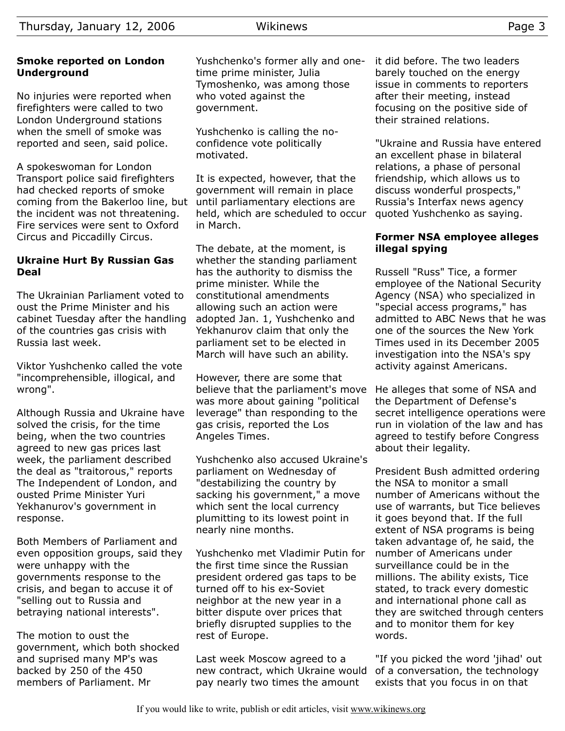### Smoke reported on London Underground

No injuries were reported when firefighters were called to two London Underground stations when the smell of smoke was reported and seen, said police.

A spokeswoman for London Transport police said firefighters had checked reports of smoke coming from the Bakerloo line, but the incident was not threatening. Fire services were sent to Oxford Circus and Piccadilly Circus.

### Ukraine Hurt By Russian Gas Deal

The Ukrainian Parliament voted to oust the Prime Minister and his cabinet Tuesday after the handling of the countries gas crisis with Russia last week.

Viktor Yushchenko called the vote "incomprehensible, illogical, and wrong".

Although Russia and Ukraine have solved the crisis, for the time being, when the two countries agreed to new gas prices last week, the parliament described the deal as "traitorous," reports The Independent of London, and ousted Prime Minister Yuri Yekhanurov's government in response.

Both Members of Parliament and even opposition groups, said they were unhappy with the governments response to the crisis, and began to accuse it of "selling out to Russia and betraying national interests".

The motion to oust the government, which both shocked and suprised many MP's was backed by 250 of the 450 members of Parliament. Mr Yushchenko's former ally and one-time prime minister, Julia Tymoshenko, was among those who voted against the government.

Yushchenko is calling the no-confidence vote politically motivated.

It is expected, however, that the government will remain in place until parliamentary elections are held, which are scheduled to occur in March.

The debate, at the moment, is whether the standing parliament has the authority to dismiss the prime minister. While the constitutional amendments allowing such an action were adopted Jan. 1, Yushchenko and Yekhanurov claim that only the parliament set to be elected in March will have such an ability.

However, there are some that believe that the parliament's move was more about gaining "political leverage" than responding to the gas crisis, reported the Los Angeles Times.

Yushchenko also accused Ukraine's parliament on Wednesday of "destabilizing the country by sacking his government," a move which sent the local currency plumitting to its lowest point in nearly nine months.

Yushchenko met Vladimir Putin for the first time since the Russian president ordered gas taps to be turned off to his ex-Soviet neighbor at the new year in a bitter dispute over prices that briefly disrupted supplies to the rest of Europe.

Last week Moscow agreed to a new contract, which Ukraine would pay nearly two times the amount it did before. The two leaders barely touched on the energy issue in comments to reporters after their meeting, instead focusing on the positive side of their strained relations.

"Ukraine and Russia have entered an excellent phase in bilateral relations, a phase of personal friendship, which allows us to discuss wonderful prospects," Russia's Interfax news agency quoted Yushchenko as saying.

### Former NSA employee alleges illegal spying

Russell "Russ" Tice, a former employee of the National Security Agency (NSA) who specialized in "special access programs," has admitted to ABC News that he was one of the sources the New York Times used in its December 2005 investigation into the NSA's spy activity against Americans.

He alleges that some of NSA and the Department of Defense's secret intelligence operations were run in violation of the law and has agreed to testify before Congress about their legality.

President Bush admitted ordering the NSA to monitor a small number of Americans without the use of warrants, but Tice believes it goes beyond that. If the full extent of NSA programs is being taken advantage of, he said, the number of Americans under surveillance could be in the millions. The ability exists, Tice stated, to track every domestic and international phone call as they are switched through centers and to monitor them for key words.

"If you picked the word 'jihad' out of a conversation, the technology exists that you focus in on that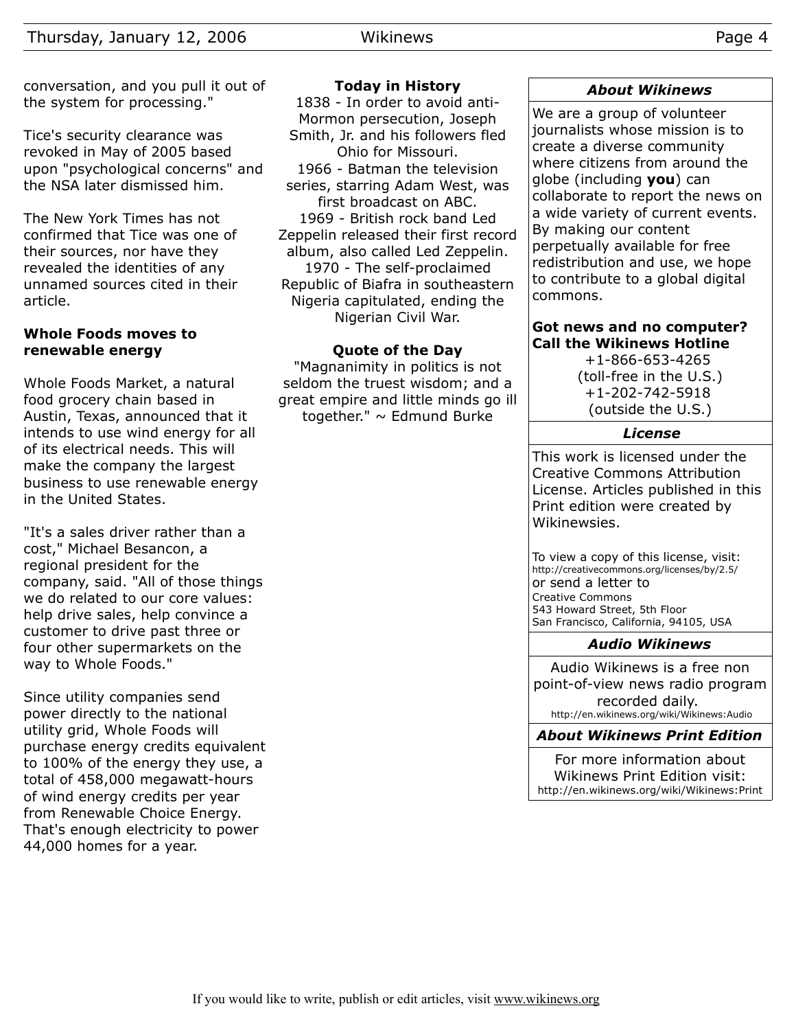conversation, and you pull it out of the system for processing."

Tice's security clearance was revoked in May of 2005 based upon "psychological concerns" and the NSA later dismissed him.

The New York Times has not confirmed that Tice was one of their sources, nor have they revealed the identities of any unnamed sources cited in their article.

### Whole Foods moves to renewable energy

Whole Foods Market, a natural food grocery chain based in Austin, Texas, announced that it intends to use wind energy for all of its electrical needs. This will make the company the largest business to use renewable energy in the United States.

"It's a sales driver rather than a cost," Michael Besancon, a regional president for the company, said. "All of those things we do related to our core values: help drive sales, help convince a customer to drive past three or four other supermarkets on the way to Whole Foods."

Since utility companies send power directly to the national utility grid, Whole Foods will purchase energy credits equivalent to 100% of the energy they use, a total of 458,000 megawatt-hours of wind energy credits per year from Renewable Choice Energy. That's enough electricity to power 44,000 homes for a year.

### Today in History

1838 - In order to avoid anti-Mormon persecution, Joseph Smith, Jr. and his followers fled Ohio for Missouri.
1966 - Batman the television series, starring Adam West, was first broadcast on ABC.
1969 - British rock band Led Zeppelin released their first record album, also called Led Zeppelin.
1970 - The self-proclaimed Republic of Biafra in southeastern Nigeria capitulated, ending the Nigerian Civil War.

### Quote of the Day

"Magnanimity in politics is not seldom the truest wisdom; and a great empire and little minds go ill together." ~ Edmund Burke

### *About Wikinews*

We are a group of volunteer journalists whose mission is to create a diverse community where citizens from around the globe (including **you**) can collaborate to report the news on a wide variety of current events. By making our content perpetually available for free redistribution and use, we hope to contribute to a global digital commons.

**Got news and no computer? Call the Wikinews Hotline**

+1-866-653-4265
(toll-free in the U.S.)
+1-202-742-5918
(outside the U.S.)

### *License*

This work is licensed under the Creative Commons Attribution License. Articles published in this Print edition were created by Wikinewsies.

To view a copy of this license, visit:
http://creativecommons.org/licenses/by/2.5/
or send a letter to
Creative Commons
543 Howard Street, 5th Floor
San Francisco, California, 94105, USA

### *Audio Wikinews*

Audio Wikinews is a free non point-of-view news radio program recorded daily.
http://en.wikinews.org/wiki/Wikinews:Audio

### *About Wikinews Print Edition*

For more information about Wikinews Print Edition visit:
http://en.wikinews.org/wiki/Wikinews:Print

If you would like to write, publish or edit articles, visit www.wikinews.org